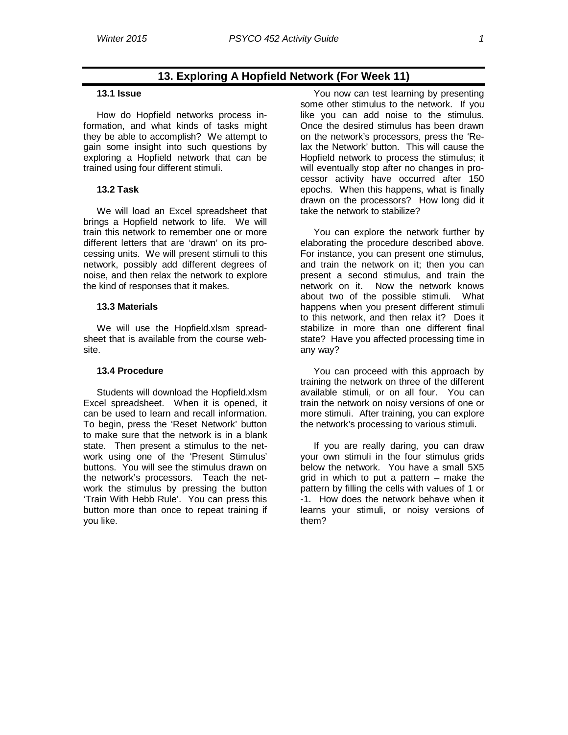## 13. Exploring A Hopfield Network (For Week 11)

### 13.1 Issue

How do Hopfield networks process information, and what kinds of tasks might they be able to accomplish? We attempt to gain some insight into such questions by exploring a Hopfield network that can be trained using four different stimuli.

### 13.2 Task

We will load an Excel spreadsheet that brings a Hopfield network to life. We will train this network to remember one or more different letters that are 'drawn' on its processing units. We will present stimuli to this network, possibly add different degrees of noise, and then relax the network to explore the kind of responses that it makes.

### 13.3 Materials

We will use the Hopfield.xlsm spreadsheet that is available from the course website.

### 13.4 Procedure

Students will download the Hopfield.xlsm Excel spreadsheet. When it is opened, it can be used to learn and recall information. To begin, press the 'Reset Network' button to make sure that the network is in a blank state. Then present a stimulus to the network using one of the 'Present Stimulus' buttons. You will see the stimulus drawn on the network's processors. Teach the network the stimulus by pressing the button 'Train With Hebb Rule'. You can press this button more than once to repeat training if you like.

You now can test learning by presenting some other stimulus to the network. If you like you can add noise to the stimulus. Once the desired stimulus has been drawn on the network's processors, press the 'Relax the Network' button. This will cause the Hopfield network to process the stimulus; it will eventually stop after no changes in processor activity have occurred after 150 epochs. When this happens, what is finally drawn on the processors? How long did it take the network to stabilize?

You can explore the network further by elaborating the procedure described above. For instance, you can present one stimulus, and train the network on it; then you can present a second stimulus, and train the network on it. Now the network knows about two of the possible stimuli. What happens when you present different stimuli to this network, and then relax it? Does it stabilize in more than one different final state? Have you affected processing time in any way?

You can proceed with this approach by training the network on three of the different available stimuli, or on all four. You can train the network on noisy versions of one or more stimuli. After training, you can explore the network's processing to various stimuli.

If you are really daring, you can draw your own stimuli in the four stimulus grids below the network. You have a small 5X5 grid in which to put a pattern – make the pattern by filling the cells with values of 1 or -1. How does the network behave when it learns your stimuli, or noisy versions of them?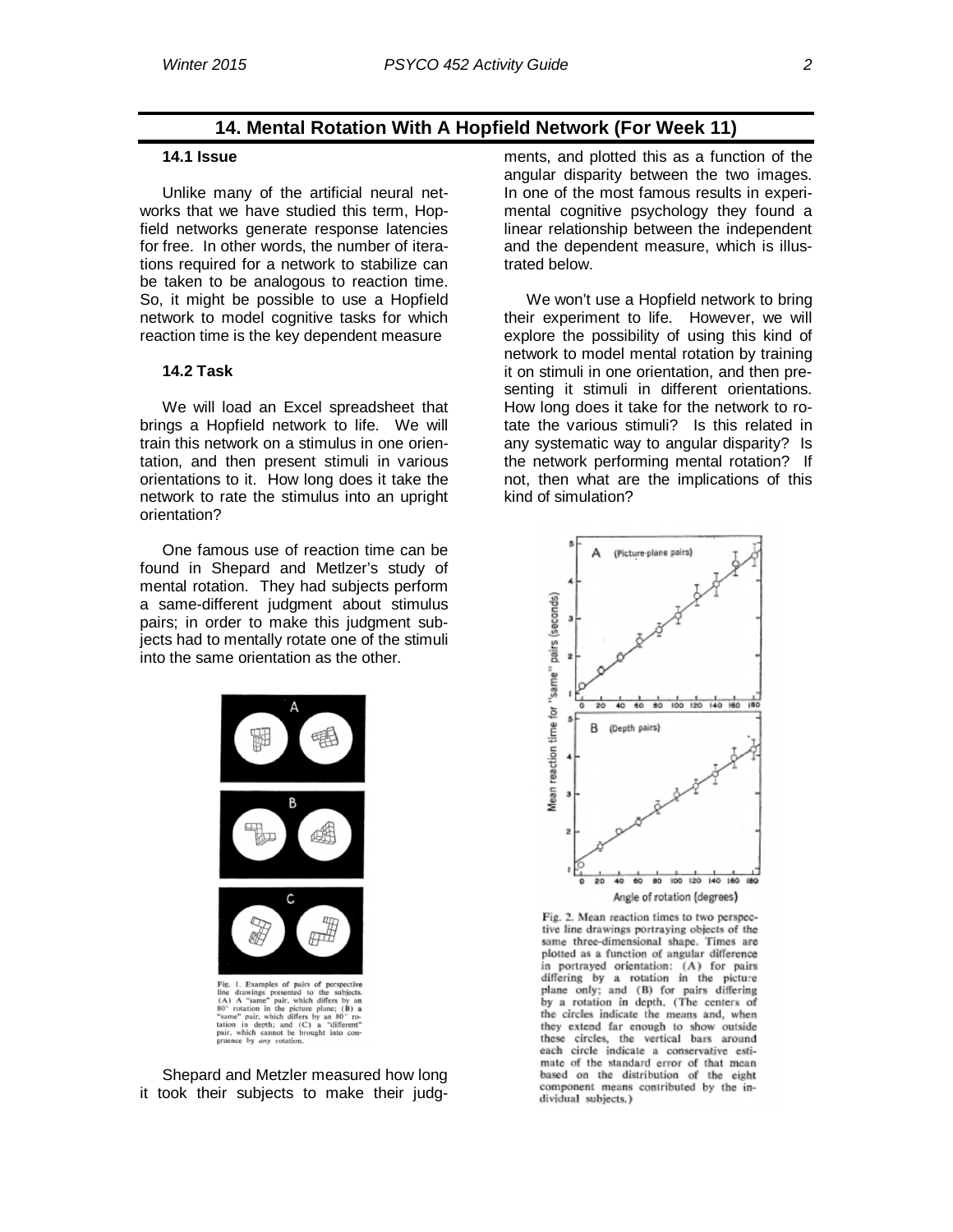## 14. Mental Rotation With A Hopfield Network (For Week 11)

### 14.1 Issue

Unlike many of the artificial neural networks that we have studied this term, Hopfield networks generate response latencies for free. In other words, the number of iterations required for a network to stabilize can be taken to be analogous to reaction time. So, it might be possible to use a Hopfield network to model cognitive tasks for which reaction time is the key dependent measure

### 14.2 Task

We will load an Excel spreadsheet that brings a Hopfield network to life. We will train this network on a stimulus in one orientation, and then present stimuli in various orientations to it. How long does it take the network to rate the stimulus into an upright orientation?

One famous use of reaction time can be found in Shepard and Metlzer's study of mental rotation. They had subjects perform a same-different judgment about stimulus pairs; in order to make this judgment subjects had to mentally rotate one of the stimuli into the same orientation as the other.

Fig. 1. Examples of pairs of perspective line drawings presented to the subjects. (A) A "same" pair, which differs by an 80° rotation in the picture plane; (B) a "same" pair, which differs by an 80° rotation in depth; and (C) a "different" pair, which cannot be brought into congruence by *any* rotation.

Shepard and Metzler measured how long it took their subjects to make their judgments, and plotted this as a function of the angular disparity between the two images. In one of the most famous results in experimental cognitive psychology they found a linear relationship between the independent and the dependent measure, which is illustrated below.

We won't use a Hopfield network to bring their experiment to life. However, we will explore the possibility of using this kind of network to model mental rotation by training it on stimuli in one orientation, and then presenting it stimuli in different orientations. How long does it take for the network to rotate the various stimuli? Is this related in any systematic way to angular disparity? Is the network performing mental rotation? If not, then what are the implications of this kind of simulation?

Fig. 2. Mean reaction times to two perspective line drawings portraying objects of the same three-dimensional shape. Times are plotted as a function of angular difference in portrayed orientation: (A) for pairs differing by a rotation in the picture plane only; and (B) for pairs differing by a rotation in depth. (The centers of the circles indicate the means and, when they extend far enough to show outside these circles, the vertical bars around each circle indicate a conservative estimate of the standard error of that mean based on the distribution of the eight component means contributed by the individual subjects.)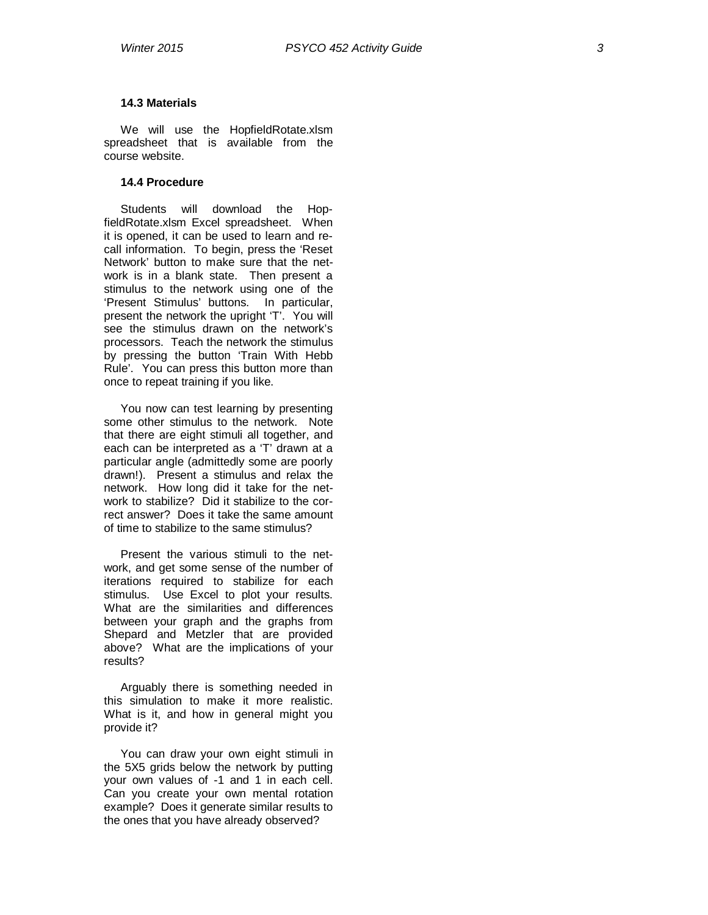### 14.3 Materials

We will use the HopfieldRotate.xlsm spreadsheet that is available from the course website.

### 14.4 Procedure

Students will download the HopfieldRotate.xlsm Excel spreadsheet. When it is opened, it can be used to learn and recall information. To begin, press the 'Reset Network' button to make sure that the network is in a blank state. Then present a stimulus to the network using one of the 'Present Stimulus' buttons. In particular, present the network the upright 'T'. You will see the stimulus drawn on the network's processors. Teach the network the stimulus by pressing the button 'Train With Hebb Rule'. You can press this button more than once to repeat training if you like.

You now can test learning by presenting some other stimulus to the network. Note that there are eight stimuli all together, and each can be interpreted as a 'T' drawn at a particular angle (admittedly some are poorly drawn!). Present a stimulus and relax the network. How long did it take for the network to stabilize? Did it stabilize to the correct answer? Does it take the same amount of time to stabilize to the same stimulus?

Present the various stimuli to the network, and get some sense of the number of iterations required to stabilize for each stimulus. Use Excel to plot your results. What are the similarities and differences between your graph and the graphs from Shepard and Metzler that are provided above? What are the implications of your results?

Arguably there is something needed in this simulation to make it more realistic. What is it, and how in general might you provide it?

You can draw your own eight stimuli in the 5X5 grids below the network by putting your own values of -1 and 1 in each cell. Can you create your own mental rotation example? Does it generate similar results to the ones that you have already observed?